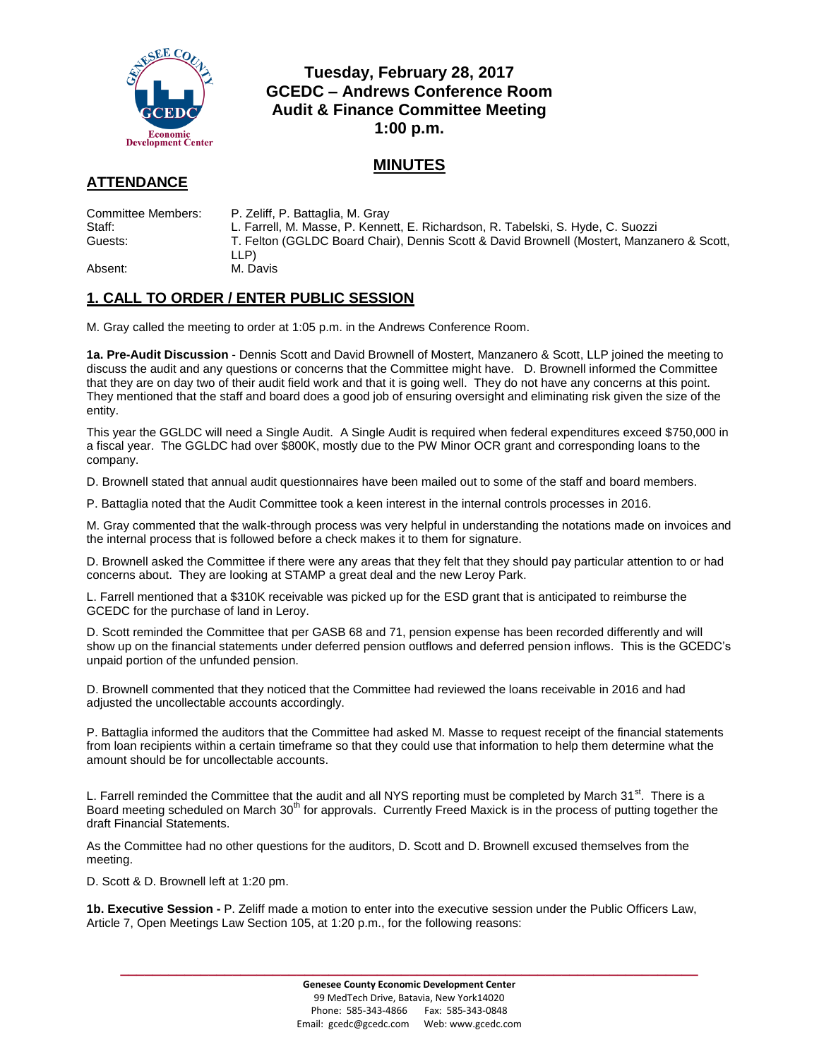# Tuesday, February 28, 2017
# GCEDC – Andrews Conference Room
# Audit & Finance Committee Meeting
# 1:00 p.m.

## MINUTES

## ATTENDANCE

| | |
|---|---|
| Committee Members: | P. Zeliff, P. Battaglia, M. Gray |
| Staff: | L. Farrell, M. Masse, P. Kennett, E. Richardson, R. Tabelski, S. Hyde, C. Suozzi |
| Guests: | T. Felton (GGLDC Board Chair), Dennis Scott & David Brownell (Mostert, Manzanero & Scott, LLP) |
| Absent: | M. Davis |

## 1. CALL TO ORDER / ENTER PUBLIC SESSION

M. Gray called the meeting to order at 1:05 p.m. in the Andrews Conference Room.

**1a. Pre-Audit Discussion** - Dennis Scott and David Brownell of Mostert, Manzanero & Scott, LLP joined the meeting to discuss the audit and any questions or concerns that the Committee might have. D. Brownell informed the Committee that they are on day two of their audit field work and that it is going well. They do not have any concerns at this point. They mentioned that the staff and board does a good job of ensuring oversight and eliminating risk given the size of the entity.

This year the GGLDC will need a Single Audit. A Single Audit is required when federal expenditures exceed $750,000 in a fiscal year. The GGLDC had over $800K, mostly due to the PW Minor OCR grant and corresponding loans to the company.

D. Brownell stated that annual audit questionnaires have been mailed out to some of the staff and board members.

P. Battaglia noted that the Audit Committee took a keen interest in the internal controls processes in 2016.

M. Gray commented that the walk-through process was very helpful in understanding the notations made on invoices and the internal process that is followed before a check makes it to them for signature.

D. Brownell asked the Committee if there were any areas that they felt that they should pay particular attention to or had concerns about. They are looking at STAMP a great deal and the new Leroy Park.

L. Farrell mentioned that a $310K receivable was picked up for the ESD grant that is anticipated to reimburse the GCEDC for the purchase of land in Leroy.

D. Scott reminded the Committee that per GASB 68 and 71, pension expense has been recorded differently and will show up on the financial statements under deferred pension outflows and deferred pension inflows. This is the GCEDC's unpaid portion of the unfunded pension.

D. Brownell commented that they noticed that the Committee had reviewed the loans receivable in 2016 and had adjusted the uncollectable accounts accordingly.

P. Battaglia informed the auditors that the Committee had asked M. Masse to request receipt of the financial statements from loan recipients within a certain timeframe so that they could use that information to help them determine what the amount should be for uncollectable accounts.

L. Farrell reminded the Committee that the audit and all NYS reporting must be completed by March 31st. There is a Board meeting scheduled on March 30th for approvals. Currently Freed Maxick is in the process of putting together the draft Financial Statements.

As the Committee had no other questions for the auditors, D. Scott and D. Brownell excused themselves from the meeting.

D. Scott & D. Brownell left at 1:20 pm.

**1b. Executive Session -** P. Zeliff made a motion to enter into the executive session under the Public Officers Law, Article 7, Open Meetings Law Section 105, at 1:20 p.m., for the following reasons: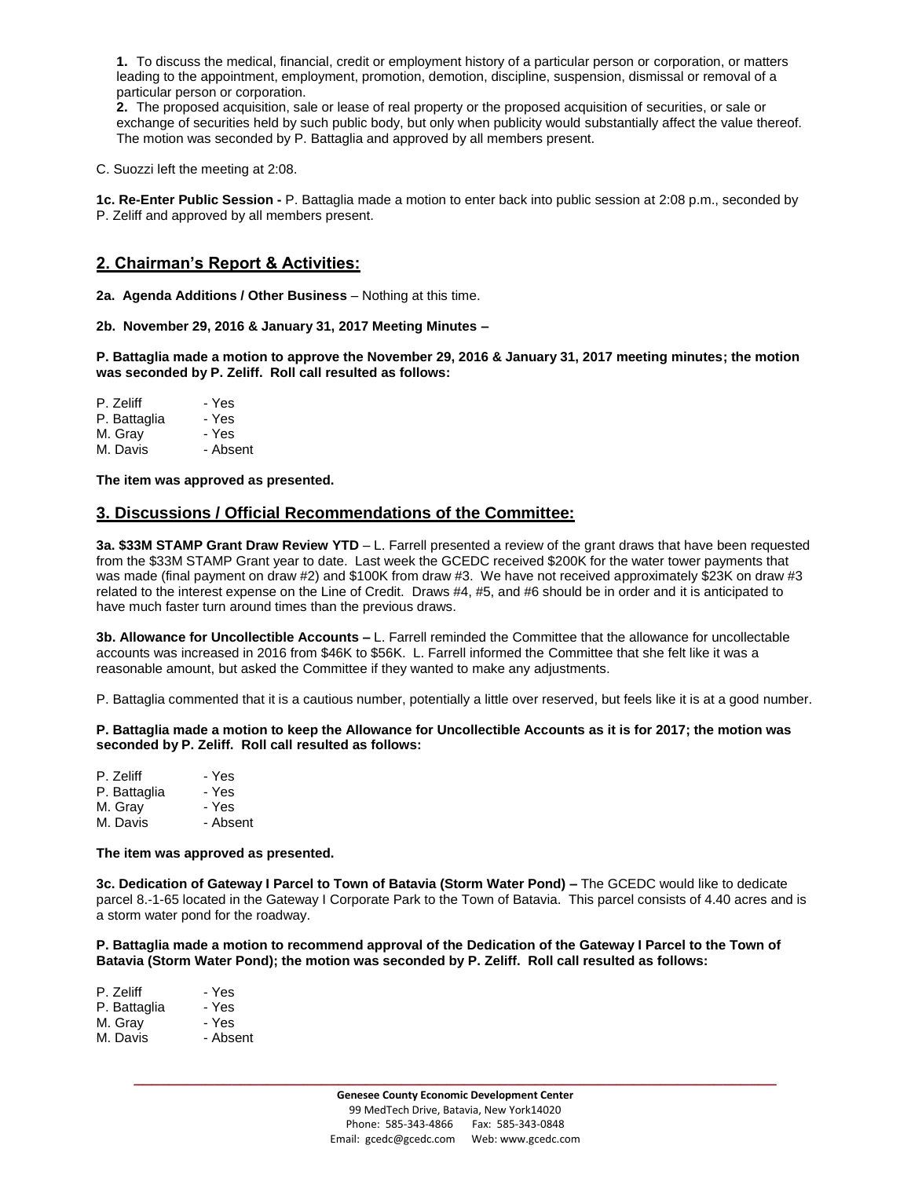**1.** To discuss the medical, financial, credit or employment history of a particular person or corporation, or matters leading to the appointment, employment, promotion, demotion, discipline, suspension, dismissal or removal of a particular person or corporation.

**2.** The proposed acquisition, sale or lease of real property or the proposed acquisition of securities, or sale or exchange of securities held by such public body, but only when publicity would substantially affect the value thereof. The motion was seconded by P. Battaglia and approved by all members present.

C. Suozzi left the meeting at 2:08.

**1c. Re-Enter Public Session -** P. Battaglia made a motion to enter back into public session at 2:08 p.m., seconded by P. Zeliff and approved by all members present.

## 2. Chairman's Report & Activities:

**2a. Agenda Additions / Other Business** – Nothing at this time.

**2b. November 29, 2016 & January 31, 2017 Meeting Minutes –**

**P. Battaglia made a motion to approve the November 29, 2016 & January 31, 2017 meeting minutes; the motion was seconded by P. Zeliff. Roll call resulted as follows:**

P. Zeliff - Yes
P. Battaglia - Yes
M. Gray - Yes
M. Davis - Absent

**The item was approved as presented.**

## 3. Discussions / Official Recommendations of the Committee:

**3a. $33M STAMP Grant Draw Review YTD** – L. Farrell presented a review of the grant draws that have been requested from the $33M STAMP Grant year to date. Last week the GCEDC received $200K for the water tower payments that was made (final payment on draw #2) and $100K from draw #3. We have not received approximately $23K on draw #3 related to the interest expense on the Line of Credit. Draws #4, #5, and #6 should be in order and it is anticipated to have much faster turn around times than the previous draws.

**3b. Allowance for Uncollectible Accounts –** L. Farrell reminded the Committee that the allowance for uncollectable accounts was increased in 2016 from $46K to $56K. L. Farrell informed the Committee that she felt like it was a reasonable amount, but asked the Committee if they wanted to make any adjustments.

P. Battaglia commented that it is a cautious number, potentially a little over reserved, but feels like it is at a good number.

**P. Battaglia made a motion to keep the Allowance for Uncollectible Accounts as it is for 2017; the motion was seconded by P. Zeliff. Roll call resulted as follows:**

P. Zeliff - Yes
P. Battaglia - Yes
M. Gray - Yes
M. Davis - Absent

**The item was approved as presented.**

**3c. Dedication of Gateway I Parcel to Town of Batavia (Storm Water Pond) –** The GCEDC would like to dedicate parcel 8.-1-65 located in the Gateway I Corporate Park to the Town of Batavia. This parcel consists of 4.40 acres and is a storm water pond for the roadway.

**P. Battaglia made a motion to recommend approval of the Dedication of the Gateway I Parcel to the Town of Batavia (Storm Water Pond); the motion was seconded by P. Zeliff. Roll call resulted as follows:**

P. Zeliff - Yes
P. Battaglia - Yes
M. Gray - Yes
M. Davis - Absent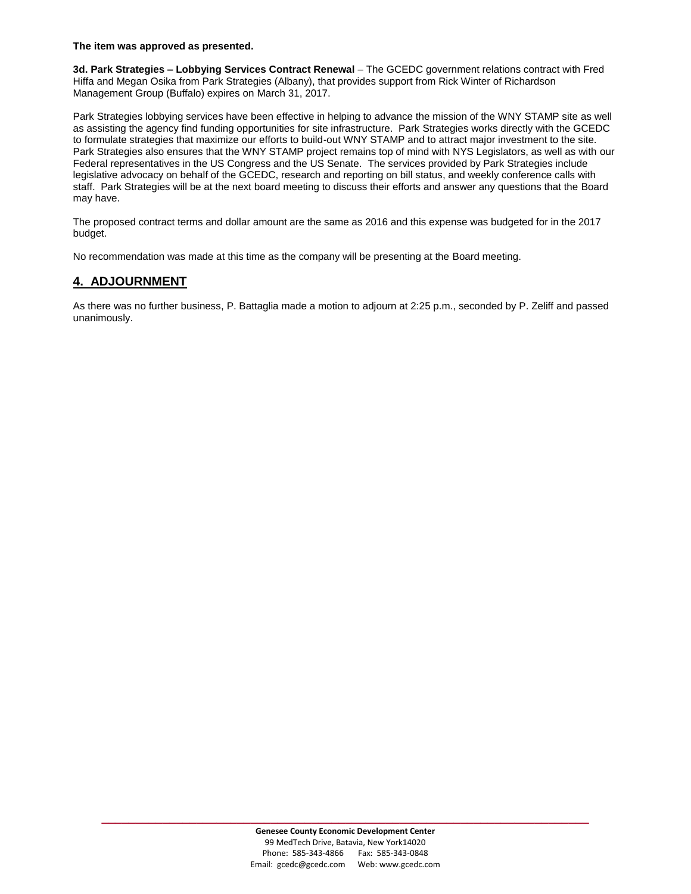**The item was approved as presented.**

**3d. Park Strategies – Lobbying Services Contract Renewal** – The GCEDC government relations contract with Fred Hiffa and Megan Osika from Park Strategies (Albany), that provides support from Rick Winter of Richardson Management Group (Buffalo) expires on March 31, 2017.

Park Strategies lobbying services have been effective in helping to advance the mission of the WNY STAMP site as well as assisting the agency find funding opportunities for site infrastructure. Park Strategies works directly with the GCEDC to formulate strategies that maximize our efforts to build-out WNY STAMP and to attract major investment to the site. Park Strategies also ensures that the WNY STAMP project remains top of mind with NYS Legislators, as well as with our Federal representatives in the US Congress and the US Senate. The services provided by Park Strategies include legislative advocacy on behalf of the GCEDC, research and reporting on bill status, and weekly conference calls with staff. Park Strategies will be at the next board meeting to discuss their efforts and answer any questions that the Board may have.

The proposed contract terms and dollar amount are the same as 2016 and this expense was budgeted for in the 2017 budget.

No recommendation was made at this time as the company will be presenting at the Board meeting.

## 4. ADJOURNMENT

As there was no further business, P. Battaglia made a motion to adjourn at 2:25 p.m., seconded by P. Zeliff and passed unanimously.